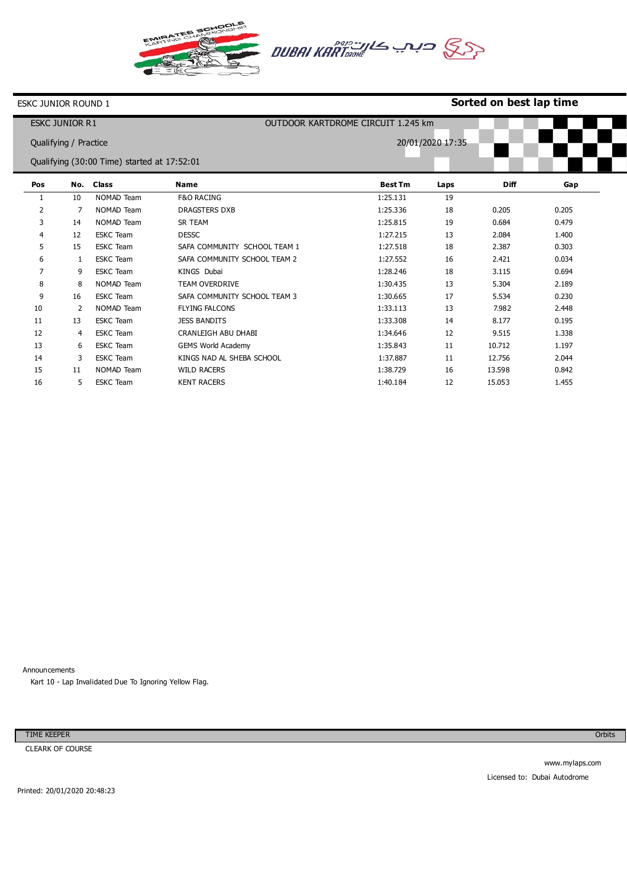EMIRATES SCHOOLS KARTING CHAMPIONSHIP

DUBAI KARTDROME دبي كارت دروم

ESKC JUNIOR ROUND 1

**Sorted on best lap time**

ESKC JUNIOR R1 — OUTDOOR KARTDROME CIRCUIT 1.245 km

Qualifying / Practice — 20/01/2020 17:35

Qualifying (30:00 Time) started at 17:52:01

| Pos | No. | Class | Name | Best Tm | Laps | Diff | Gap |
|---|---|---|---|---|---|---|---|
| 1 | 10 | NOMAD Team | F&O RACING | 1:25.131 | 19 | | |
| 2 | 7 | NOMAD Team | DRAGSTERS DXB | 1:25.336 | 18 | 0.205 | 0.205 |
| 3 | 14 | NOMAD Team | SR TEAM | 1:25.815 | 19 | 0.684 | 0.479 |
| 4 | 12 | ESKC Team | DESSC | 1:27.215 | 13 | 2.084 | 1.400 |
| 5 | 15 | ESKC Team | SAFA COMMUNITY SCHOOL TEAM 1 | 1:27.518 | 18 | 2.387 | 0.303 |
| 6 | 1 | ESKC Team | SAFA COMMUNITY SCHOOL TEAM 2 | 1:27.552 | 16 | 2.421 | 0.034 |
| 7 | 9 | ESKC Team | KINGS Dubai | 1:28.246 | 18 | 3.115 | 0.694 |
| 8 | 8 | NOMAD Team | TEAM OVERDRIVE | 1:30.435 | 13 | 5.304 | 2.189 |
| 9 | 16 | ESKC Team | SAFA COMMUNITY SCHOOL TEAM 3 | 1:30.665 | 17 | 5.534 | 0.230 |
| 10 | 2 | NOMAD Team | FLYING FALCONS | 1:33.113 | 13 | 7.982 | 2.448 |
| 11 | 13 | ESKC Team | JESS BANDITS | 1:33.308 | 14 | 8.177 | 0.195 |
| 12 | 4 | ESKC Team | CRANLEIGH ABU DHABI | 1:34.646 | 12 | 9.515 | 1.338 |
| 13 | 6 | ESKC Team | GEMS World Academy | 1:35.843 | 11 | 10.712 | 1.197 |
| 14 | 3 | ESKC Team | KINGS NAD AL SHEBA SCHOOL | 1:37.887 | 11 | 12.756 | 2.044 |
| 15 | 11 | NOMAD Team | WILD RACERS | 1:38.729 | 16 | 13.598 | 0.842 |
| 16 | 5 | ESKC Team | KENT RACERS | 1:40.184 | 12 | 15.053 | 1.455 |

Announcements

Kart 10 - Lap Invalidated Due To Ignoring Yellow Flag.

TIME KEEPER

CLEARK OF COURSE

Orbits

www.mylaps.com

Licensed to: Dubai Autodrome

Printed: 20/01/2020 20:48:23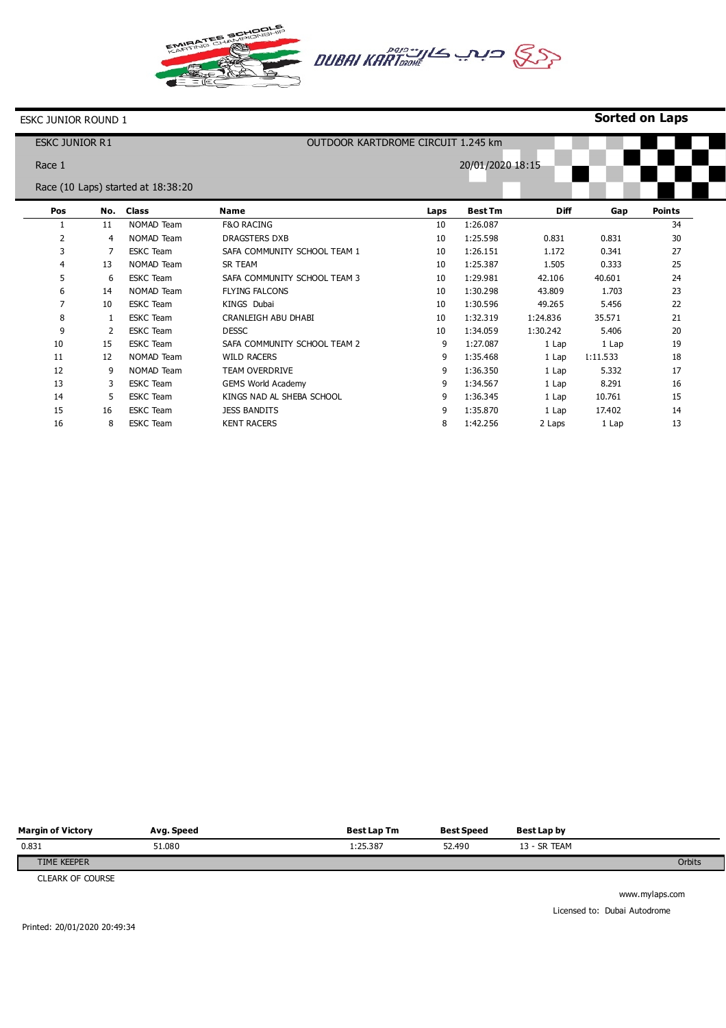ESKC JUNIOR ROUND 1

**Sorted on Laps**

ESKC JUNIOR R1 — OUTDOOR KARTDROME CIRCUIT 1.245 km

Race 1 — 20/01/2020 18:15

Race (10 Laps) started at 18:38:20

| Pos | No. | Class | Name | Laps | Best Tm | Diff | Gap | Points |
|---|---|---|---|---|---|---|---|---|
| 1 | 11 | NOMAD Team | F&O RACING | 10 | 1:26.087 | | | 34 |
| 2 | 4 | NOMAD Team | DRAGSTERS DXB | 10 | 1:25.598 | 0.831 | 0.831 | 30 |
| 3 | 7 | ESKC Team | SAFA COMMUNITY SCHOOL TEAM 1 | 10 | 1:26.151 | 1.172 | 0.341 | 27 |
| 4 | 13 | NOMAD Team | SR TEAM | 10 | 1:25.387 | 1.505 | 0.333 | 25 |
| 5 | 6 | ESKC Team | SAFA COMMUNITY SCHOOL TEAM 3 | 10 | 1:29.981 | 42.106 | 40.601 | 24 |
| 6 | 14 | NOMAD Team | FLYING FALCONS | 10 | 1:30.298 | 43.809 | 1.703 | 23 |
| 7 | 10 | ESKC Team | KINGS Dubai | 10 | 1:30.596 | 49.265 | 5.456 | 22 |
| 8 | 1 | ESKC Team | CRANLEIGH ABU DHABI | 10 | 1:32.319 | 1:24.836 | 35.571 | 21 |
| 9 | 2 | ESKC Team | DESSC | 10 | 1:34.059 | 1:30.242 | 5.406 | 20 |
| 10 | 15 | ESKC Team | SAFA COMMUNITY SCHOOL TEAM 2 | 9 | 1:27.087 | 1 Lap | 1 Lap | 19 |
| 11 | 12 | NOMAD Team | WILD RACERS | 9 | 1:35.468 | 1 Lap | 1:11.533 | 18 |
| 12 | 9 | NOMAD Team | TEAM OVERDRIVE | 9 | 1:36.350 | 1 Lap | 5.332 | 17 |
| 13 | 3 | ESKC Team | GEMS World Academy | 9 | 1:34.567 | 1 Lap | 8.291 | 16 |
| 14 | 5 | ESKC Team | KINGS NAD AL SHEBA SCHOOL | 9 | 1:36.345 | 1 Lap | 10.761 | 15 |
| 15 | 16 | ESKC Team | JESS BANDITS | 9 | 1:35.870 | 1 Lap | 17.402 | 14 |
| 16 | 8 | ESKC Team | KENT RACERS | 8 | 1:42.256 | 2 Laps | 1 Lap | 13 |

| Margin of Victory | Avg. Speed | Best Lap Tm | Best Speed | Best Lap by |
|---|---|---|---|---|
| 0.831 | 51.080 | 1:25.387 | 52.490 | 13 - SR TEAM |

TIME KEEPER — Orbits

CLEARK OF COURSE

www.mylaps.com

Licensed to: Dubai Autodrome

Printed: 20/01/2020 20:49:34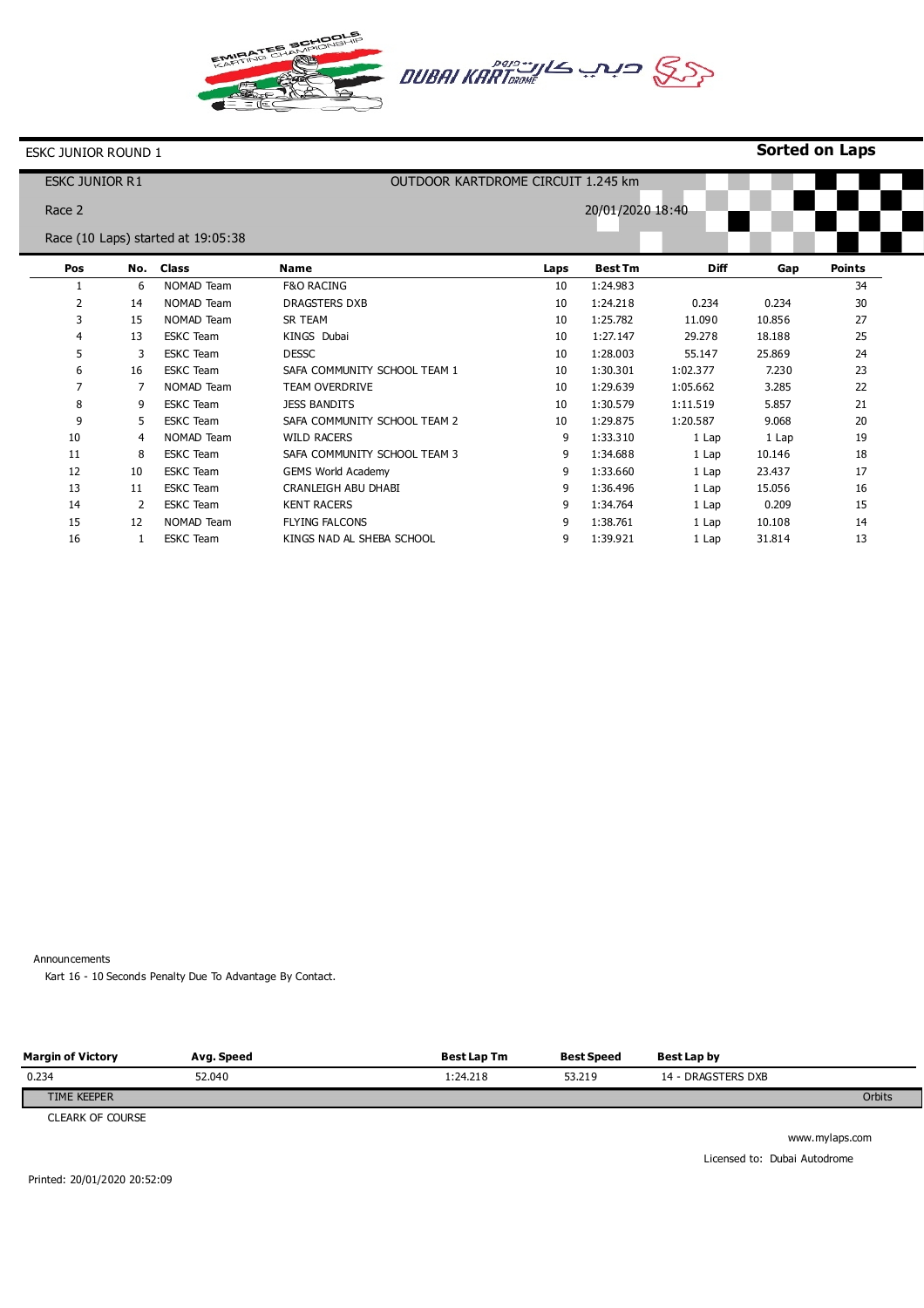ESKC JUNIOR ROUND 1

**Sorted on Laps**

ESKC JUNIOR R1

OUTDOOR KARTDROME CIRCUIT 1.245 km

Race 2

20/01/2020 18:40

Race (10 Laps) started at 19:05:38

| Pos | No. | Class | Name | Laps | Best Tm | Diff | Gap | Points |
|---|---|---|---|---|---|---|---|---|
| 1 | 6 | NOMAD Team | F&O RACING | 10 | 1:24.983 | | | 34 |
| 2 | 14 | NOMAD Team | DRAGSTERS DXB | 10 | 1:24.218 | 0.234 | 0.234 | 30 |
| 3 | 15 | NOMAD Team | SR TEAM | 10 | 1:25.782 | 11.090 | 10.856 | 27 |
| 4 | 13 | ESKC Team | KINGS Dubai | 10 | 1:27.147 | 29.278 | 18.188 | 25 |
| 5 | 3 | ESKC Team | DESSC | 10 | 1:28.003 | 55.147 | 25.869 | 24 |
| 6 | 16 | ESKC Team | SAFA COMMUNITY SCHOOL TEAM 1 | 10 | 1:30.301 | 1:02.377 | 7.230 | 23 |
| 7 | 7 | NOMAD Team | TEAM OVERDRIVE | 10 | 1:29.639 | 1:05.662 | 3.285 | 22 |
| 8 | 9 | ESKC Team | JESS BANDITS | 10 | 1:30.579 | 1:11.519 | 5.857 | 21 |
| 9 | 5 | ESKC Team | SAFA COMMUNITY SCHOOL TEAM 2 | 10 | 1:29.875 | 1:20.587 | 9.068 | 20 |
| 10 | 4 | NOMAD Team | WILD RACERS | 9 | 1:33.310 | 1 Lap | 1 Lap | 19 |
| 11 | 8 | ESKC Team | SAFA COMMUNITY SCHOOL TEAM 3 | 9 | 1:34.688 | 1 Lap | 10.146 | 18 |
| 12 | 10 | ESKC Team | GEMS World Academy | 9 | 1:33.660 | 1 Lap | 23.437 | 17 |
| 13 | 11 | ESKC Team | CRANLEIGH ABU DHABI | 9 | 1:36.496 | 1 Lap | 15.056 | 16 |
| 14 | 2 | ESKC Team | KENT RACERS | 9 | 1:34.764 | 1 Lap | 0.209 | 15 |
| 15 | 12 | NOMAD Team | FLYING FALCONS | 9 | 1:38.761 | 1 Lap | 10.108 | 14 |
| 16 | 1 | ESKC Team | KINGS NAD AL SHEBA SCHOOL | 9 | 1:39.921 | 1 Lap | 31.814 | 13 |

Announcements

Kart 16 - 10 Seconds Penalty Due To Advantage By Contact.

| Margin of Victory | Avg. Speed | Best Lap Tm | Best Speed | Best Lap by |
|---|---|---|---|---|
| 0.234 | 52.040 | 1:24.218 | 53.219 | 14 - DRAGSTERS DXB |

TIME KEEPER — Orbits

CLEARK OF COURSE

www.mylaps.com

Licensed to: Dubai Autodrome

Printed: 20/01/2020 20:52:09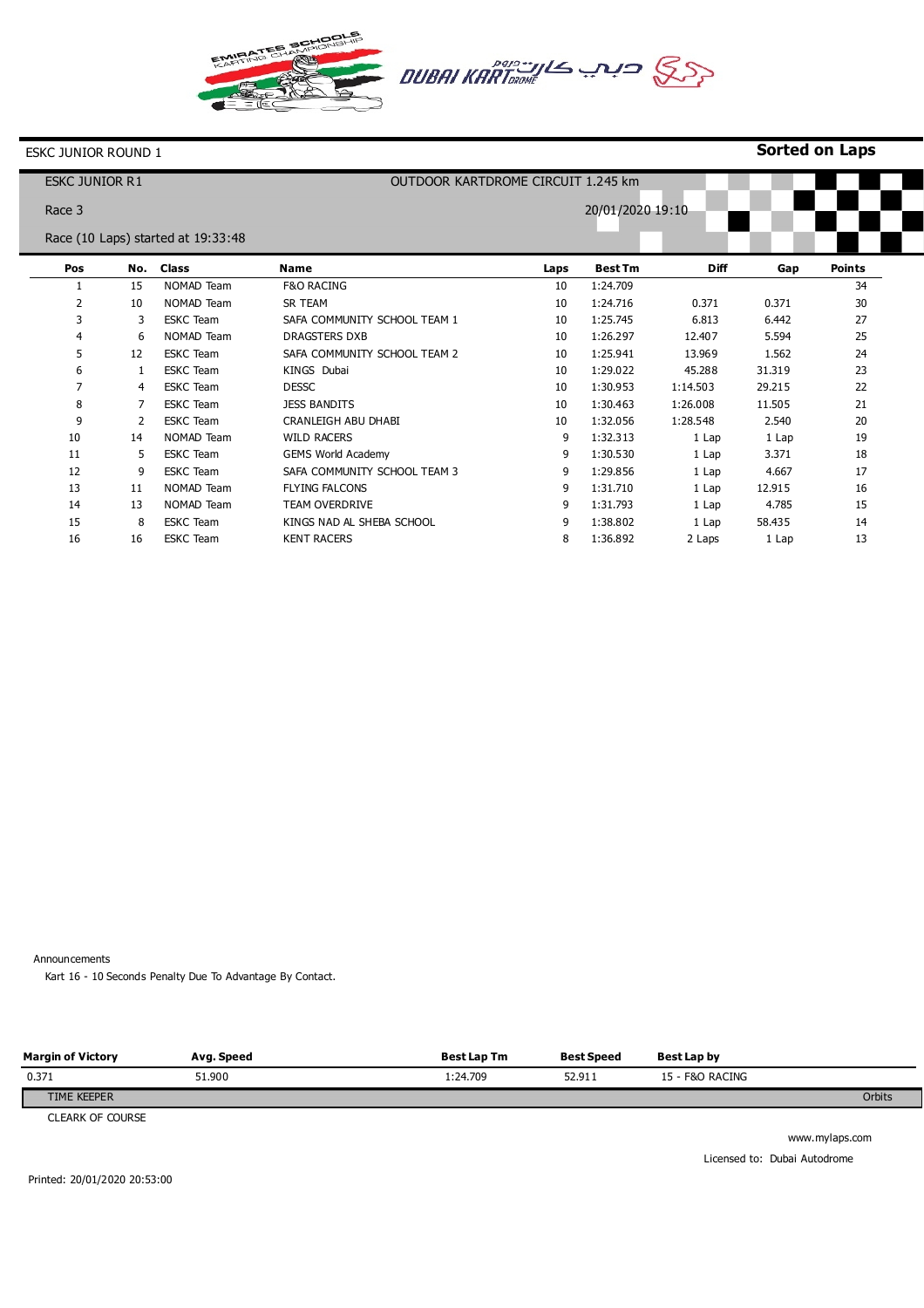ESKC JUNIOR ROUND 1

**Sorted on Laps**

ESKC JUNIOR R1 — OUTDOOR KARTDROME CIRCUIT 1.245 km

Race 3 — 20/01/2020 19:10

Race (10 Laps) started at 19:33:48

| Pos | No. | Class | Name | Laps | Best Tm | Diff | Gap | Points |
|---|---|---|---|---|---|---|---|---|
| 1 | 15 | NOMAD Team | F&O RACING | 10 | 1:24.709 | | | 34 |
| 2 | 10 | NOMAD Team | SR TEAM | 10 | 1:24.716 | 0.371 | 0.371 | 30 |
| 3 | 3 | ESKC Team | SAFA COMMUNITY SCHOOL TEAM 1 | 10 | 1:25.745 | 6.813 | 6.442 | 27 |
| 4 | 6 | NOMAD Team | DRAGSTERS DXB | 10 | 1:26.297 | 12.407 | 5.594 | 25 |
| 5 | 12 | ESKC Team | SAFA COMMUNITY SCHOOL TEAM 2 | 10 | 1:25.941 | 13.969 | 1.562 | 24 |
| 6 | 1 | ESKC Team | KINGS Dubai | 10 | 1:29.022 | 45.288 | 31.319 | 23 |
| 7 | 4 | ESKC Team | DESSC | 10 | 1:30.953 | 1:14.503 | 29.215 | 22 |
| 8 | 7 | ESKC Team | JESS BANDITS | 10 | 1:30.463 | 1:26.008 | 11.505 | 21 |
| 9 | 2 | ESKC Team | CRANLEIGH ABU DHABI | 10 | 1:32.056 | 1:28.548 | 2.540 | 20 |
| 10 | 14 | NOMAD Team | WILD RACERS | 9 | 1:32.313 | 1 Lap | 1 Lap | 19 |
| 11 | 5 | ESKC Team | GEMS World Academy | 9 | 1:30.530 | 1 Lap | 3.371 | 18 |
| 12 | 9 | ESKC Team | SAFA COMMUNITY SCHOOL TEAM 3 | 9 | 1:29.856 | 1 Lap | 4.667 | 17 |
| 13 | 11 | NOMAD Team | FLYING FALCONS | 9 | 1:31.710 | 1 Lap | 12.915 | 16 |
| 14 | 13 | NOMAD Team | TEAM OVERDRIVE | 9 | 1:31.793 | 1 Lap | 4.785 | 15 |
| 15 | 8 | ESKC Team | KINGS NAD AL SHEBA SCHOOL | 9 | 1:38.802 | 1 Lap | 58.435 | 14 |
| 16 | 16 | ESKC Team | KENT RACERS | 8 | 1:36.892 | 2 Laps | 1 Lap | 13 |

Announcements

Kart 16 - 10 Seconds Penalty Due To Advantage By Contact.

| Margin of Victory | Avg. Speed | Best Lap Tm | Best Speed | Best Lap by |
|---|---|---|---|---|
| 0.371 | 51.900 | 1:24.709 | 52.911 | 15 - F&O RACING |

TIME KEEPER — Orbits

CLEARK OF COURSE

www.mylaps.com

Licensed to: Dubai Autodrome

Printed: 20/01/2020 20:53:00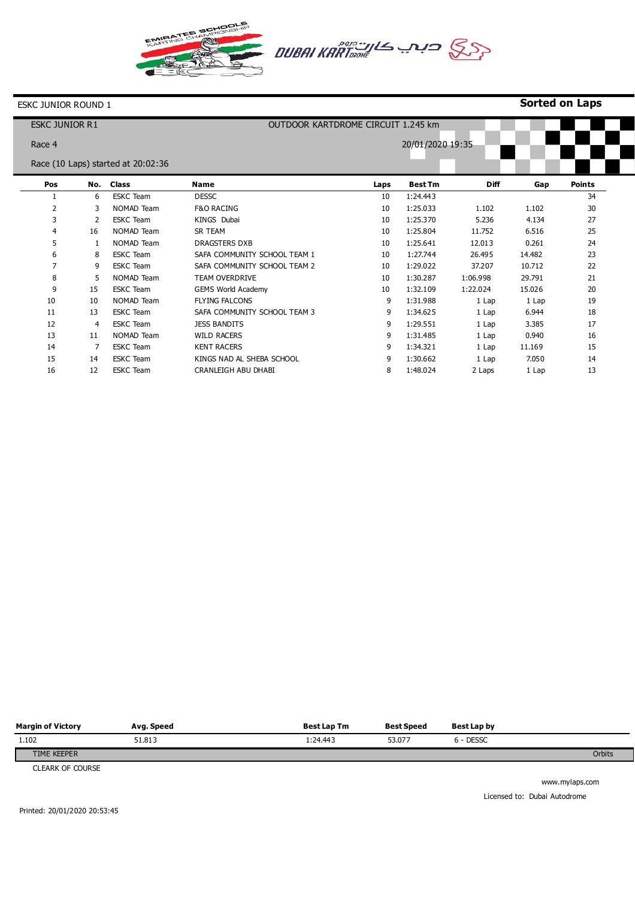ESKC JUNIOR ROUND 1

**Sorted on Laps**

ESKC JUNIOR R1

OUTDOOR KARTDROME CIRCUIT 1.245 km

Race 4

20/01/2020 19:35

Race (10 Laps) started at 20:02:36

| Pos | No. | Class | Name | Laps | Best Tm | Diff | Gap | Points |
|---|---|---|---|---|---|---|---|---|
| 1 | 6 | ESKC Team | DESSC | 10 | 1:24.443 | | | 34 |
| 2 | 3 | NOMAD Team | F&O RACING | 10 | 1:25.033 | 1.102 | 1.102 | 30 |
| 3 | 2 | ESKC Team | KINGS Dubai | 10 | 1:25.370 | 5.236 | 4.134 | 27 |
| 4 | 16 | NOMAD Team | SR TEAM | 10 | 1:25.804 | 11.752 | 6.516 | 25 |
| 5 | 1 | NOMAD Team | DRAGSTERS DXB | 10 | 1:25.641 | 12.013 | 0.261 | 24 |
| 6 | 8 | ESKC Team | SAFA COMMUNITY SCHOOL TEAM 1 | 10 | 1:27.744 | 26.495 | 14.482 | 23 |
| 7 | 9 | ESKC Team | SAFA COMMUNITY SCHOOL TEAM 2 | 10 | 1:29.022 | 37.207 | 10.712 | 22 |
| 8 | 5 | NOMAD Team | TEAM OVERDRIVE | 10 | 1:30.287 | 1:06.998 | 29.791 | 21 |
| 9 | 15 | ESKC Team | GEMS World Academy | 10 | 1:32.109 | 1:22.024 | 15.026 | 20 |
| 10 | 10 | NOMAD Team | FLYING FALCONS | 9 | 1:31.988 | 1 Lap | 1 Lap | 19 |
| 11 | 13 | ESKC Team | SAFA COMMUNITY SCHOOL TEAM 3 | 9 | 1:34.625 | 1 Lap | 6.944 | 18 |
| 12 | 4 | ESKC Team | JESS BANDITS | 9 | 1:29.551 | 1 Lap | 3.385 | 17 |
| 13 | 11 | NOMAD Team | WILD RACERS | 9 | 1:31.485 | 1 Lap | 0.940 | 16 |
| 14 | 7 | ESKC Team | KENT RACERS | 9 | 1:34.321 | 1 Lap | 11.169 | 15 |
| 15 | 14 | ESKC Team | KINGS NAD AL SHEBA SCHOOL | 9 | 1:30.662 | 1 Lap | 7.050 | 14 |
| 16 | 12 | ESKC Team | CRANLEIGH ABU DHABI | 8 | 1:48.024 | 2 Laps | 1 Lap | 13 |

| Margin of Victory | Avg. Speed | Best Lap Tm | Best Speed | Best Lap by |
|---|---|---|---|---|
| 1.102 | 51.813 | 1:24.443 | 53.077 | 6 - DESSC |

TIME KEEPER

Orbits

CLEARK OF COURSE

www.mylaps.com

Licensed to: Dubai Autodrome

Printed: 20/01/2020 20:53:45